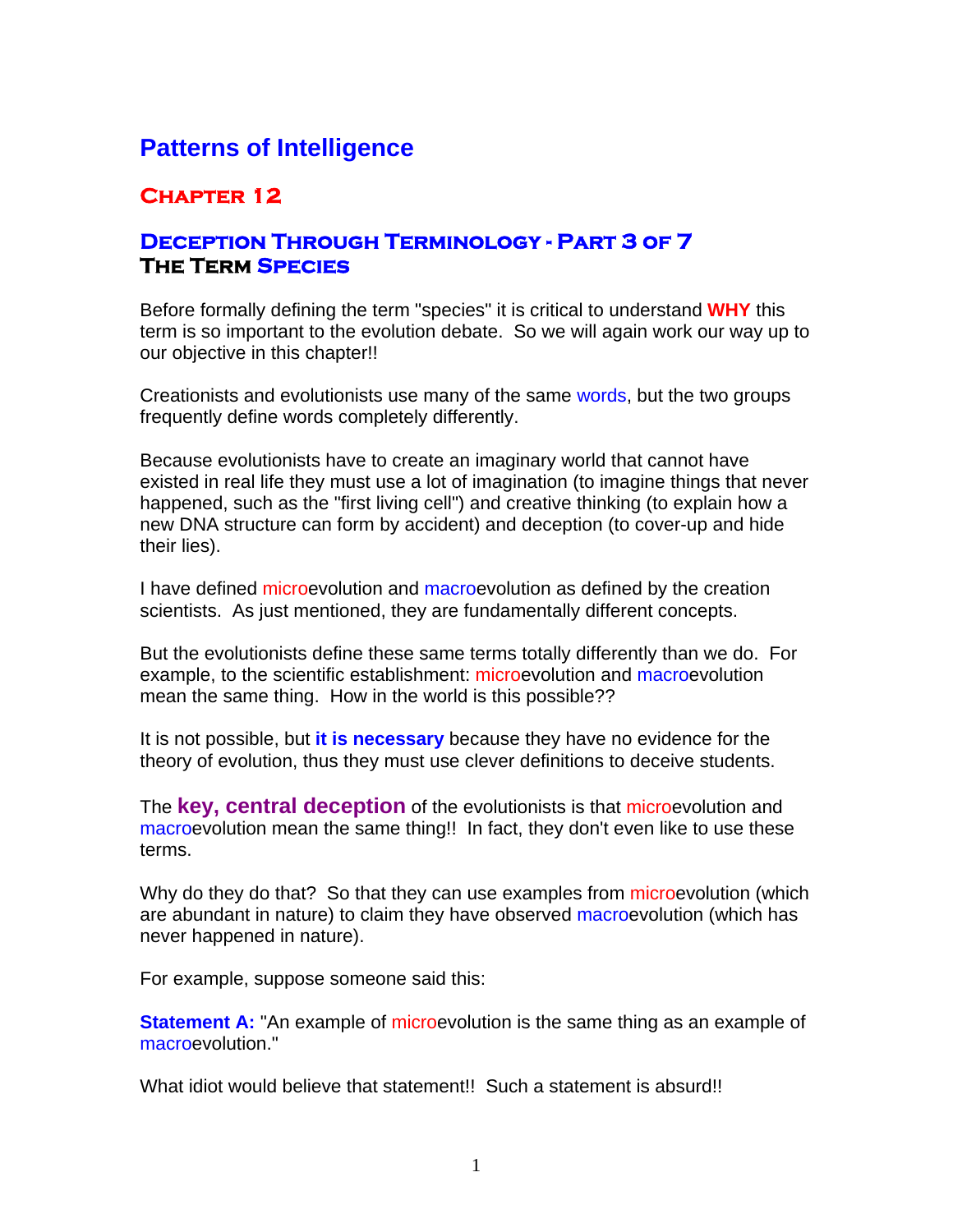# Patterns of Intelligence

## Chapter 12

## Deception Through Terminology - Part 3 of 7
### The Term Species

Before formally defining the term "species" it is critical to understand **WHY** this term is so important to the evolution debate. So we will again work our way up to our objective in this chapter!!

Creationists and evolutionists use many of the same words, but the two groups frequently define words completely differently.

Because evolutionists have to create an imaginary world that cannot have existed in real life they must use a lot of imagination (to imagine things that never happened, such as the "first living cell") and creative thinking (to explain how a new DNA structure can form by accident) and deception (to cover-up and hide their lies).

I have defined microevolution and macroevolution as defined by the creation scientists. As just mentioned, they are fundamentally different concepts.

But the evolutionists define these same terms totally differently than we do. For example, to the scientific establishment: microevolution and macroevolution mean the same thing. How in the world is this possible??

It is not possible, but **it is necessary** because they have no evidence for the theory of evolution, thus they must use clever definitions to deceive students.

The **key, central deception** of the evolutionists is that microevolution and macroevolution mean the same thing!! In fact, they don't even like to use these terms.

Why do they do that? So that they can use examples from microevolution (which are abundant in nature) to claim they have observed macroevolution (which has never happened in nature).

For example, suppose someone said this:

**Statement A:** "An example of microevolution is the same thing as an example of macroevolution."

What idiot would believe that statement!! Such a statement is absurd!!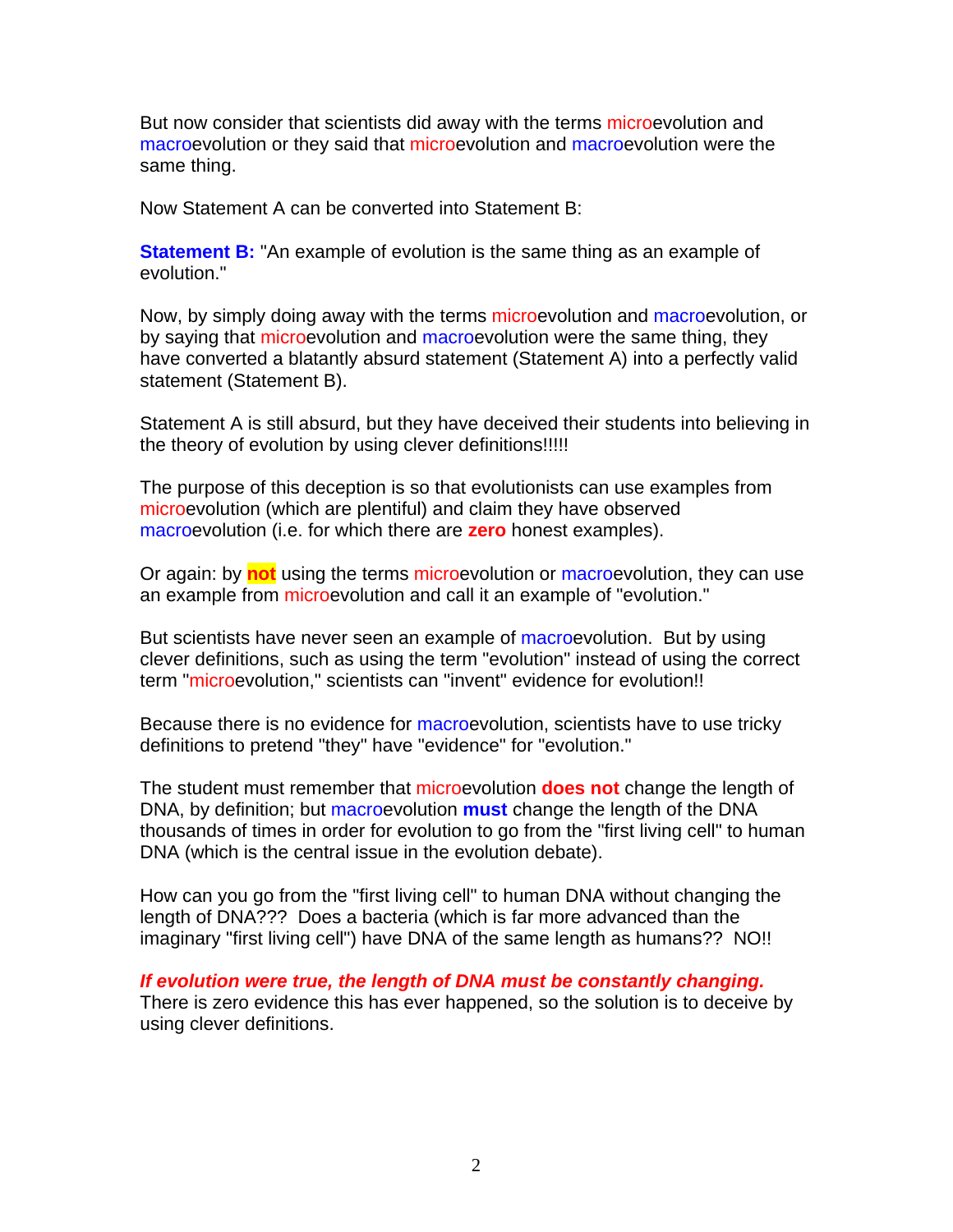But now consider that scientists did away with the terms microevolution and macroevolution or they said that microevolution and macroevolution were the same thing.

Now Statement A can be converted into Statement B:

**Statement B:** "An example of evolution is the same thing as an example of evolution."

Now, by simply doing away with the terms microevolution and macroevolution, or by saying that microevolution and macroevolution were the same thing, they have converted a blatantly absurd statement (Statement A) into a perfectly valid statement (Statement B).

Statement A is still absurd, but they have deceived their students into believing in the theory of evolution by using clever definitions!!!!!

The purpose of this deception is so that evolutionists can use examples from microevolution (which are plentiful) and claim they have observed macroevolution (i.e. for which there are **zero** honest examples).

Or again: by **not** using the terms microevolution or macroevolution, they can use an example from microevolution and call it an example of "evolution."

But scientists have never seen an example of macroevolution. But by using clever definitions, such as using the term "evolution" instead of using the correct term "microevolution," scientists can "invent" evidence for evolution!!

Because there is no evidence for macroevolution, scientists have to use tricky definitions to pretend "they" have "evidence" for "evolution."

The student must remember that microevolution **does not** change the length of DNA, by definition; but macroevolution **must** change the length of the DNA thousands of times in order for evolution to go from the "first living cell" to human DNA (which is the central issue in the evolution debate).

How can you go from the "first living cell" to human DNA without changing the length of DNA??? Does a bacteria (which is far more advanced than the imaginary "first living cell") have DNA of the same length as humans?? NO!!

***If evolution were true, the length of DNA must be constantly changing.*** There is zero evidence this has ever happened, so the solution is to deceive by using clever definitions.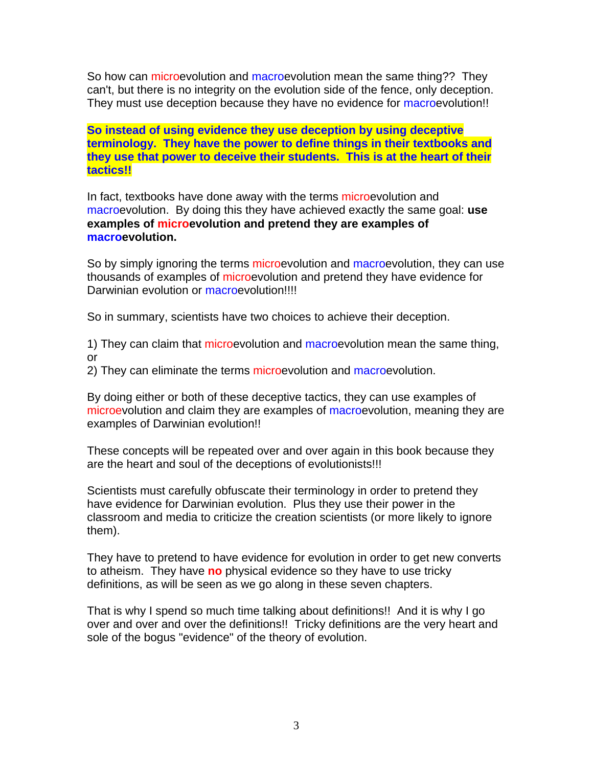So how can microevolution and macroevolution mean the same thing?? They can't, but there is no integrity on the evolution side of the fence, only deception. They must use deception because they have no evidence for macroevolution!!

**So instead of using evidence they use deception by using deceptive terminology. They have the power to define things in their textbooks and they use that power to deceive their students. This is at the heart of their tactics!!**

In fact, textbooks have done away with the terms microevolution and macroevolution. By doing this they have achieved exactly the same goal: **use examples of microevolution and pretend they are examples of macroevolution.**

So by simply ignoring the terms microevolution and macroevolution, they can use thousands of examples of microevolution and pretend they have evidence for Darwinian evolution or macroevolution!!!!

So in summary, scientists have two choices to achieve their deception.

1) They can claim that microevolution and macroevolution mean the same thing, or
2) They can eliminate the terms microevolution and macroevolution.

By doing either or both of these deceptive tactics, they can use examples of microevolution and claim they are examples of macroevolution, meaning they are examples of Darwinian evolution!!

These concepts will be repeated over and over again in this book because they are the heart and soul of the deceptions of evolutionists!!!

Scientists must carefully obfuscate their terminology in order to pretend they have evidence for Darwinian evolution. Plus they use their power in the classroom and media to criticize the creation scientists (or more likely to ignore them).

They have to pretend to have evidence for evolution in order to get new converts to atheism. They have **no** physical evidence so they have to use tricky definitions, as will be seen as we go along in these seven chapters.

That is why I spend so much time talking about definitions!! And it is why I go over and over and over the definitions!! Tricky definitions are the very heart and sole of the bogus "evidence" of the theory of evolution.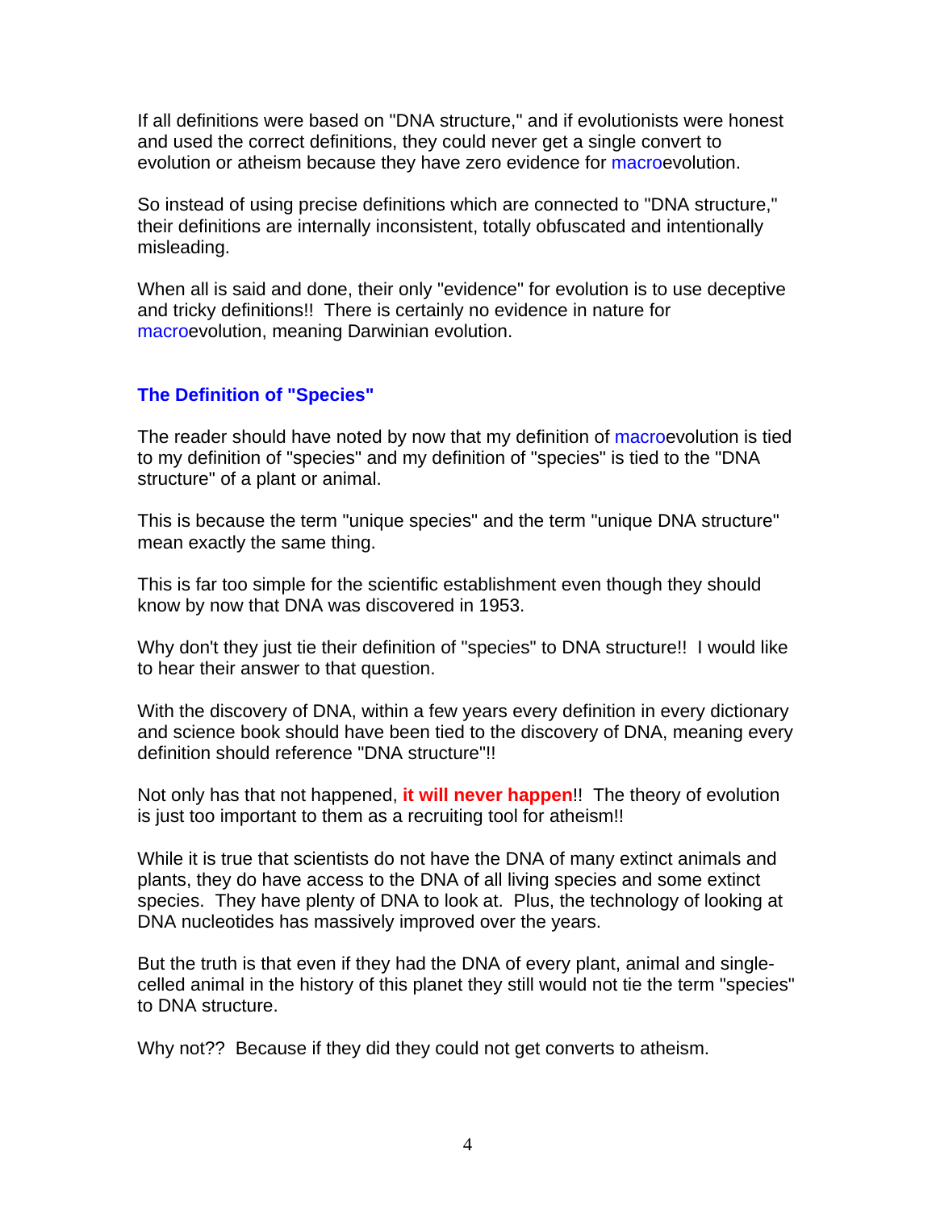If all definitions were based on "DNA structure," and if evolutionists were honest and used the correct definitions, they could never get a single convert to evolution or atheism because they have zero evidence for macroevolution.

So instead of using precise definitions which are connected to "DNA structure," their definitions are internally inconsistent, totally obfuscated and intentionally misleading.

When all is said and done, their only "evidence" for evolution is to use deceptive and tricky definitions!! There is certainly no evidence in nature for macroevolution, meaning Darwinian evolution.

## The Definition of "Species"

The reader should have noted by now that my definition of macroevolution is tied to my definition of "species" and my definition of "species" is tied to the "DNA structure" of a plant or animal.

This is because the term "unique species" and the term "unique DNA structure" mean exactly the same thing.

This is far too simple for the scientific establishment even though they should know by now that DNA was discovered in 1953.

Why don't they just tie their definition of "species" to DNA structure!! I would like to hear their answer to that question.

With the discovery of DNA, within a few years every definition in every dictionary and science book should have been tied to the discovery of DNA, meaning every definition should reference "DNA structure"!!

Not only has that not happened, **it will never happen**!! The theory of evolution is just too important to them as a recruiting tool for atheism!!

While it is true that scientists do not have the DNA of many extinct animals and plants, they do have access to the DNA of all living species and some extinct species. They have plenty of DNA to look at. Plus, the technology of looking at DNA nucleotides has massively improved over the years.

But the truth is that even if they had the DNA of every plant, animal and single-celled animal in the history of this planet they still would not tie the term "species" to DNA structure.

Why not?? Because if they did they could not get converts to atheism.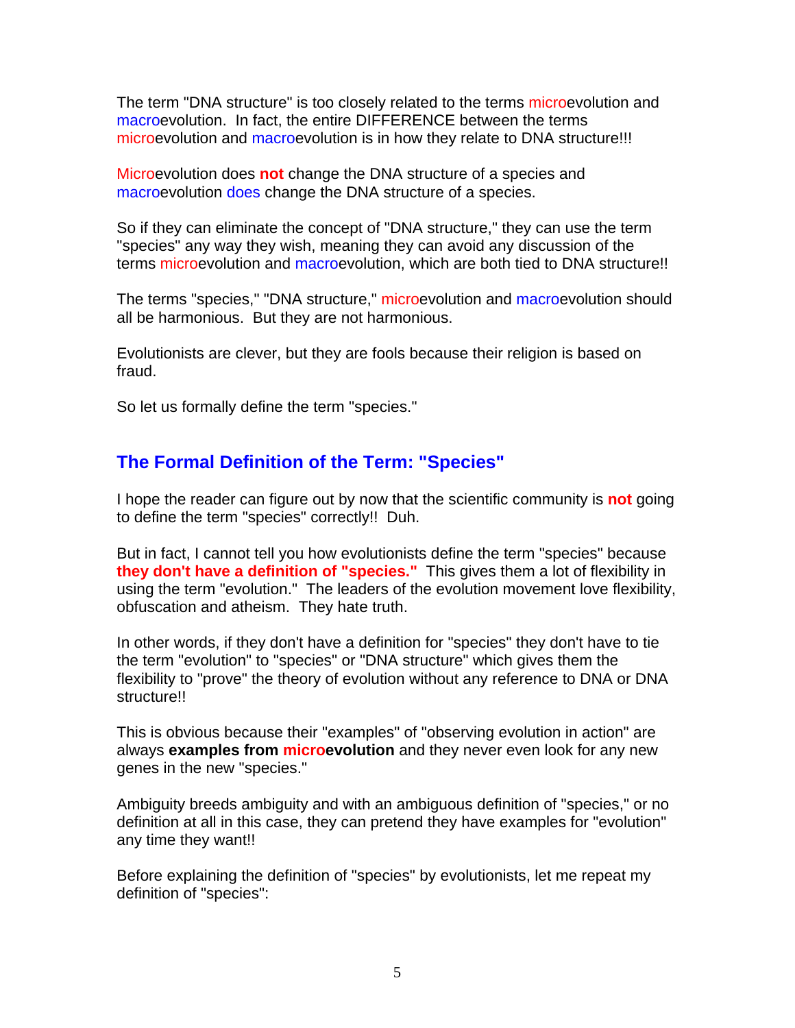The term "DNA structure" is too closely related to the terms microevolution and macroevolution. In fact, the entire DIFFERENCE between the terms microevolution and macroevolution is in how they relate to DNA structure!!!

Microevolution does **not** change the DNA structure of a species and macroevolution does change the DNA structure of a species.

So if they can eliminate the concept of "DNA structure," they can use the term "species" any way they wish, meaning they can avoid any discussion of the terms microevolution and macroevolution, which are both tied to DNA structure!!

The terms "species," "DNA structure," microevolution and macroevolution should all be harmonious. But they are not harmonious.

Evolutionists are clever, but they are fools because their religion is based on fraud.

So let us formally define the term "species."

## The Formal Definition of the Term: "Species"

I hope the reader can figure out by now that the scientific community is **not** going to define the term "species" correctly!! Duh.

But in fact, I cannot tell you how evolutionists define the term "species" because **they don't have a definition of "species."** This gives them a lot of flexibility in using the term "evolution." The leaders of the evolution movement love flexibility, obfuscation and atheism. They hate truth.

In other words, if they don't have a definition for "species" they don't have to tie the term "evolution" to "species" or "DNA structure" which gives them the flexibility to "prove" the theory of evolution without any reference to DNA or DNA structure!!

This is obvious because their "examples" of "observing evolution in action" are always **examples from microevolution** and they never even look for any new genes in the new "species."

Ambiguity breeds ambiguity and with an ambiguous definition of "species," or no definition at all in this case, they can pretend they have examples for "evolution" any time they want!!

Before explaining the definition of "species" by evolutionists, let me repeat my definition of "species":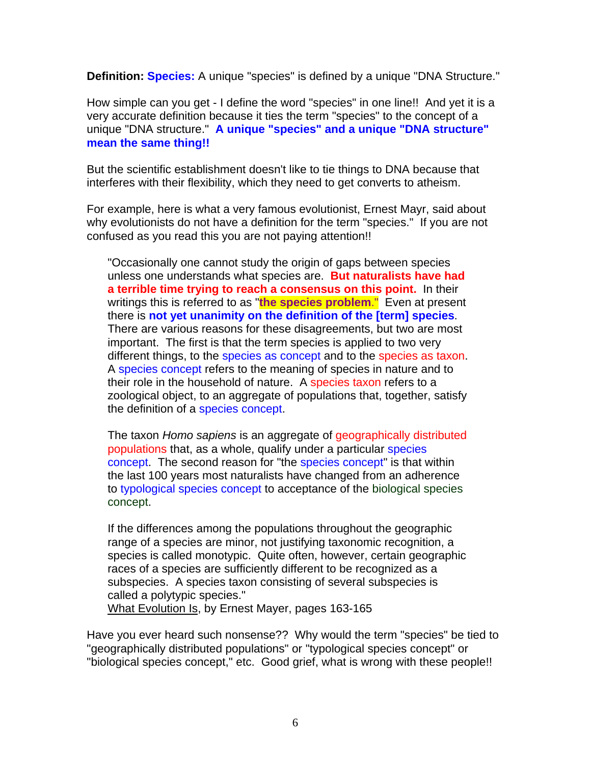**Definition: Species:** A unique "species" is defined by a unique "DNA Structure."

How simple can you get - I define the word "species" in one line!! And yet it is a very accurate definition because it ties the term "species" to the concept of a unique "DNA structure." **A unique "species" and a unique "DNA structure" mean the same thing!!**

But the scientific establishment doesn't like to tie things to DNA because that interferes with their flexibility, which they need to get converts to atheism.

For example, here is what a very famous evolutionist, Ernest Mayr, said about why evolutionists do not have a definition for the term "species." If you are not confused as you read this you are not paying attention!!

> "Occasionally one cannot study the origin of gaps between species unless one understands what species are. **But naturalists have had a terrible time trying to reach a consensus on this point.** In their writings this is referred to as "**the species problem**." Even at present there is **not yet unanimity on the definition of the [term] species**. There are various reasons for these disagreements, but two are most important. The first is that the term species is applied to two very different things, to the species as concept and to the species as taxon. A species concept refers to the meaning of species in nature and to their role in the household of nature. A species taxon refers to a zoological object, to an aggregate of populations that, together, satisfy the definition of a species concept.
>
> The taxon *Homo sapiens* is an aggregate of geographically distributed populations that, as a whole, qualify under a particular species concept. The second reason for "the species concept" is that within the last 100 years most naturalists have changed from an adherence to typological species concept to acceptance of the biological species concept.
>
> If the differences among the populations throughout the geographic range of a species are minor, not justifying taxonomic recognition, a species is called monotypic. Quite often, however, certain geographic races of a species are sufficiently different to be recognized as a subspecies. A species taxon consisting of several subspecies is called a polytypic species."
> What Evolution Is, by Ernest Mayer, pages 163-165

Have you ever heard such nonsense?? Why would the term "species" be tied to "geographically distributed populations" or "typological species concept" or "biological species concept," etc. Good grief, what is wrong with these people!!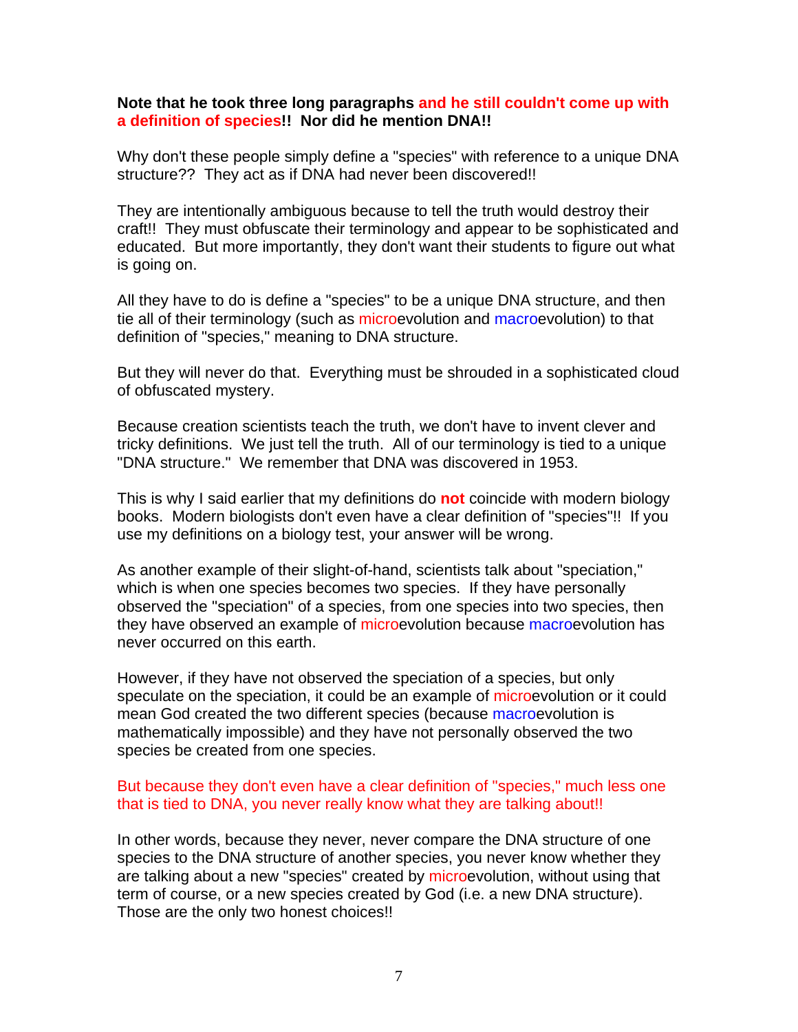**Note that he took three long paragraphs and he still couldn't come up with a definition of species!! Nor did he mention DNA!!**

Why don't these people simply define a "species" with reference to a unique DNA structure?? They act as if DNA had never been discovered!!

They are intentionally ambiguous because to tell the truth would destroy their craft!! They must obfuscate their terminology and appear to be sophisticated and educated. But more importantly, they don't want their students to figure out what is going on.

All they have to do is define a "species" to be a unique DNA structure, and then tie all of their terminology (such as microevolution and macroevolution) to that definition of "species," meaning to DNA structure.

But they will never do that. Everything must be shrouded in a sophisticated cloud of obfuscated mystery.

Because creation scientists teach the truth, we don't have to invent clever and tricky definitions. We just tell the truth. All of our terminology is tied to a unique "DNA structure." We remember that DNA was discovered in 1953.

This is why I said earlier that my definitions do **not** coincide with modern biology books. Modern biologists don't even have a clear definition of "species"!! If you use my definitions on a biology test, your answer will be wrong.

As another example of their slight-of-hand, scientists talk about "speciation," which is when one species becomes two species. If they have personally observed the "speciation" of a species, from one species into two species, then they have observed an example of microevolution because macroevolution has never occurred on this earth.

However, if they have not observed the speciation of a species, but only speculate on the speciation, it could be an example of microevolution or it could mean God created the two different species (because macroevolution is mathematically impossible) and they have not personally observed the two species be created from one species.

But because they don't even have a clear definition of "species," much less one that is tied to DNA, you never really know what they are talking about!!

In other words, because they never, never compare the DNA structure of one species to the DNA structure of another species, you never know whether they are talking about a new "species" created by microevolution, without using that term of course, or a new species created by God (i.e. a new DNA structure). Those are the only two honest choices!!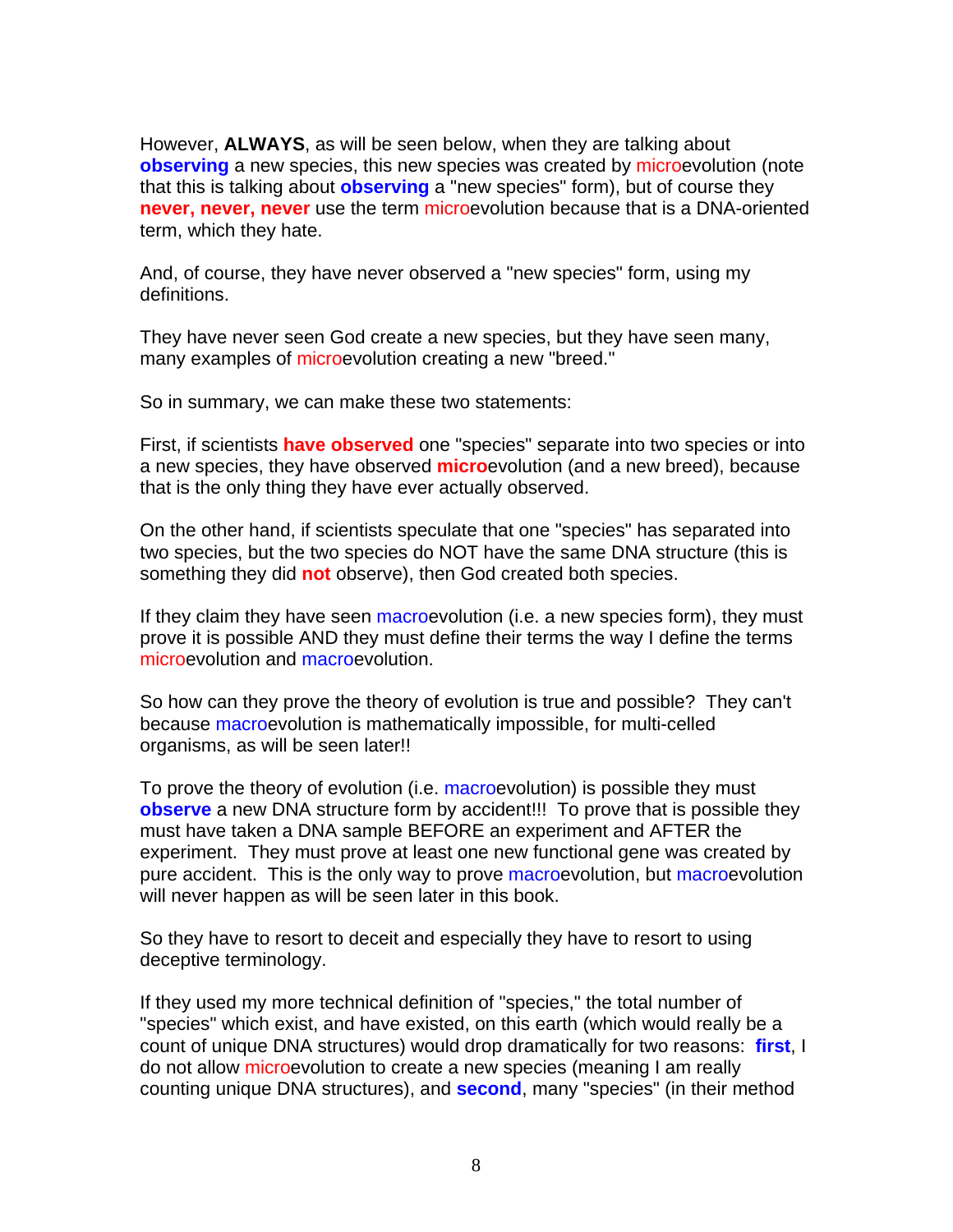However, **ALWAYS**, as will be seen below, when they are talking about **observing** a new species, this new species was created by microevolution (note that this is talking about **observing** a "new species" form), but of course they **never, never, never** use the term microevolution because that is a DNA-oriented term, which they hate.

And, of course, they have never observed a "new species" form, using my definitions.

They have never seen God create a new species, but they have seen many, many examples of microevolution creating a new "breed."

So in summary, we can make these two statements:

First, if scientists **have observed** one "species" separate into two species or into a new species, they have observed **micro**evolution (and a new breed), because that is the only thing they have ever actually observed.

On the other hand, if scientists speculate that one "species" has separated into two species, but the two species do NOT have the same DNA structure (this is something they did **not** observe), then God created both species.

If they claim they have seen macroevolution (i.e. a new species form), they must prove it is possible AND they must define their terms the way I define the terms microevolution and macroevolution.

So how can they prove the theory of evolution is true and possible? They can't because macroevolution is mathematically impossible, for multi-celled organisms, as will be seen later!!

To prove the theory of evolution (i.e. macroevolution) is possible they must **observe** a new DNA structure form by accident!!! To prove that is possible they must have taken a DNA sample BEFORE an experiment and AFTER the experiment. They must prove at least one new functional gene was created by pure accident. This is the only way to prove macroevolution, but macroevolution will never happen as will be seen later in this book.

So they have to resort to deceit and especially they have to resort to using deceptive terminology.

If they used my more technical definition of "species," the total number of "species" which exist, and have existed, on this earth (which would really be a count of unique DNA structures) would drop dramatically for two reasons: **first**, I do not allow microevolution to create a new species (meaning I am really counting unique DNA structures), and **second**, many "species" (in their method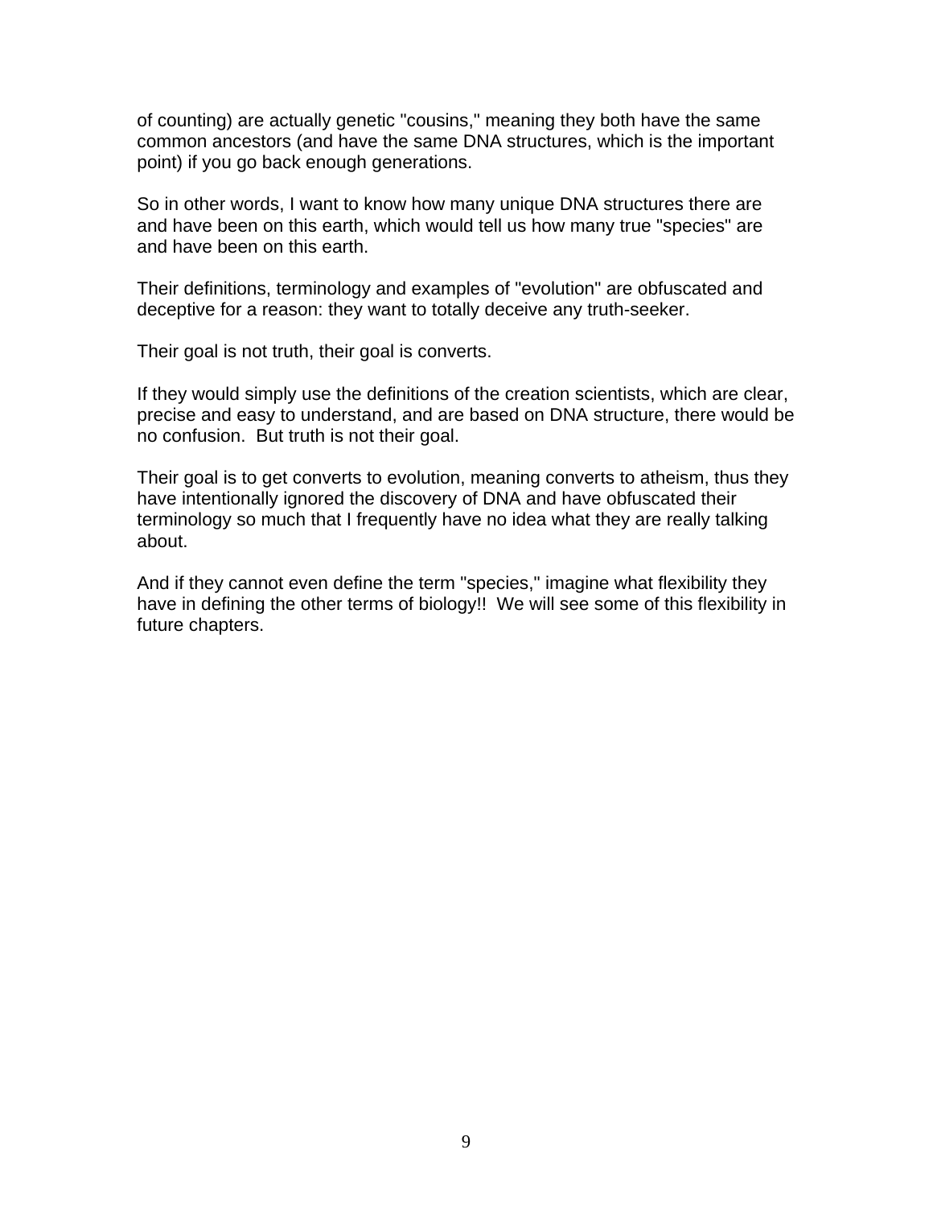of counting) are actually genetic "cousins," meaning they both have the same common ancestors (and have the same DNA structures, which is the important point) if you go back enough generations.

So in other words, I want to know how many unique DNA structures there are and have been on this earth, which would tell us how many true "species" are and have been on this earth.

Their definitions, terminology and examples of "evolution" are obfuscated and deceptive for a reason: they want to totally deceive any truth-seeker.

Their goal is not truth, their goal is converts.

If they would simply use the definitions of the creation scientists, which are clear, precise and easy to understand, and are based on DNA structure, there would be no confusion. But truth is not their goal.

Their goal is to get converts to evolution, meaning converts to atheism, thus they have intentionally ignored the discovery of DNA and have obfuscated their terminology so much that I frequently have no idea what they are really talking about.

And if they cannot even define the term "species," imagine what flexibility they have in defining the other terms of biology!! We will see some of this flexibility in future chapters.